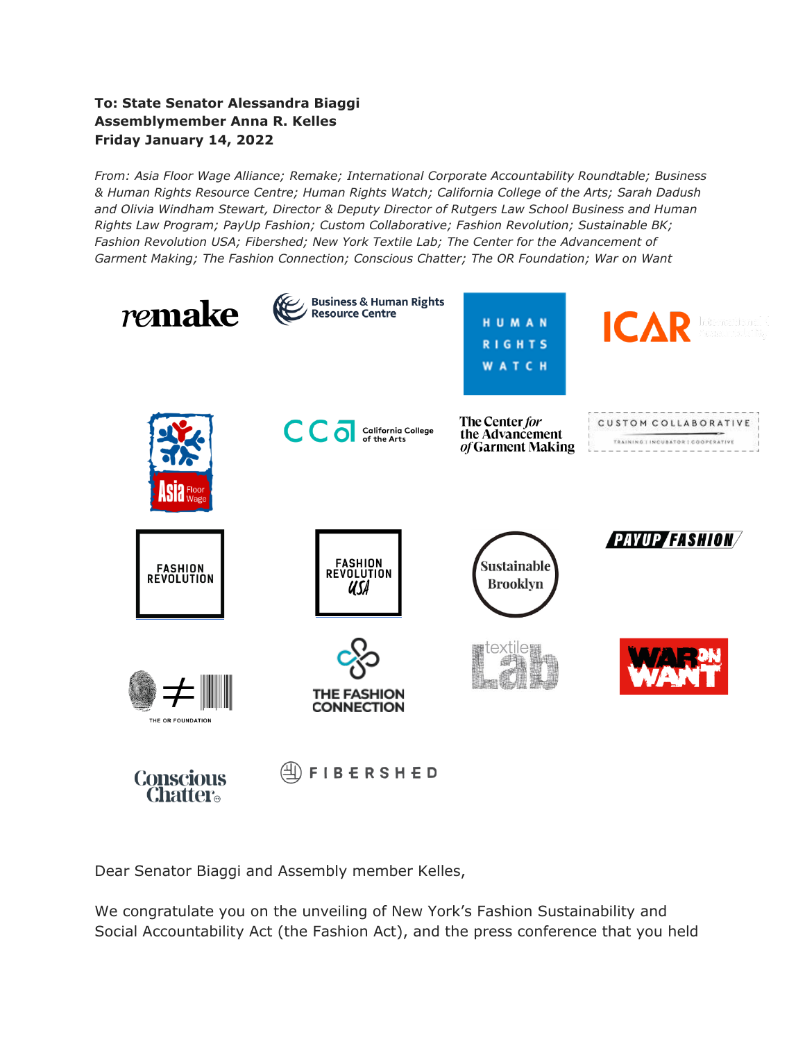**To: State Senator Alessandra Biaggi**
**Assemblymember Anna R. Kelles**
**Friday January 14, 2022**

*From: Asia Floor Wage Alliance; Remake; International Corporate Accountability Roundtable; Business & Human Rights Resource Centre; Human Rights Watch; California College of the Arts; Sarah Dadush and Olivia Windham Stewart, Director & Deputy Director of Rutgers Law School Business and Human Rights Law Program; PayUp Fashion; Custom Collaborative; Fashion Revolution; Sustainable BK; Fashion Revolution USA; Fibershed; New York Textile Lab; The Center for the Advancement of Garment Making; The Fashion Connection; Conscious Chatter; The OR Foundation; War on Want*

Dear Senator Biaggi and Assembly member Kelles,

We congratulate you on the unveiling of New York's Fashion Sustainability and Social Accountability Act (the Fashion Act), and the press conference that you held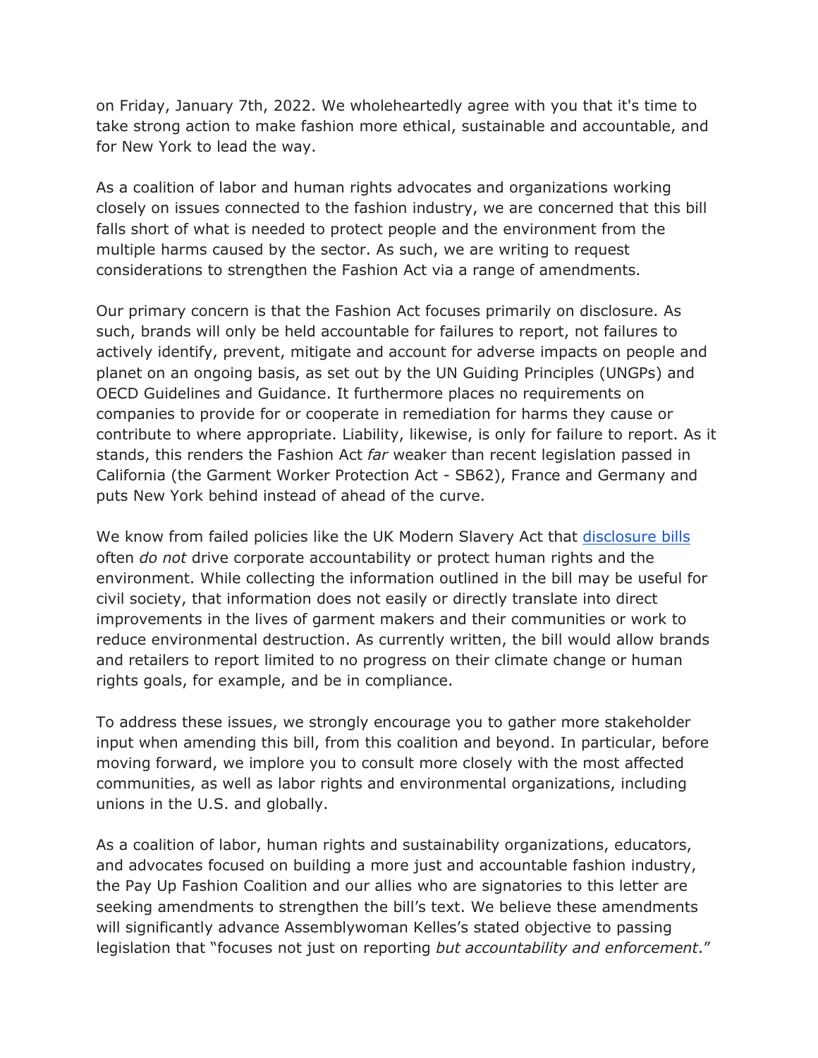on Friday, January 7th, 2022. We wholeheartedly agree with you that it's time to take strong action to make fashion more ethical, sustainable and accountable, and for New York to lead the way.

As a coalition of labor and human rights advocates and organizations working closely on issues connected to the fashion industry, we are concerned that this bill falls short of what is needed to protect people and the environment from the multiple harms caused by the sector. As such, we are writing to request considerations to strengthen the Fashion Act via a range of amendments.

Our primary concern is that the Fashion Act focuses primarily on disclosure. As such, brands will only be held accountable for failures to report, not failures to actively identify, prevent, mitigate and account for adverse impacts on people and planet on an ongoing basis, as set out by the UN Guiding Principles (UNGPs) and OECD Guidelines and Guidance. It furthermore places no requirements on companies to provide for or cooperate in remediation for harms they cause or contribute to where appropriate. Liability, likewise, is only for failure to report. As it stands, this renders the Fashion Act *far* weaker than recent legislation passed in California (the Garment Worker Protection Act - SB62), France and Germany and puts New York behind instead of ahead of the curve.

We know from failed policies like the UK Modern Slavery Act that disclosure bills often *do not* drive corporate accountability or protect human rights and the environment. While collecting the information outlined in the bill may be useful for civil society, that information does not easily or directly translate into direct improvements in the lives of garment makers and their communities or work to reduce environmental destruction. As currently written, the bill would allow brands and retailers to report limited to no progress on their climate change or human rights goals, for example, and be in compliance.

To address these issues, we strongly encourage you to gather more stakeholder input when amending this bill, from this coalition and beyond. In particular, before moving forward, we implore you to consult more closely with the most affected communities, as well as labor rights and environmental organizations, including unions in the U.S. and globally.

As a coalition of labor, human rights and sustainability organizations, educators, and advocates focused on building a more just and accountable fashion industry, the Pay Up Fashion Coalition and our allies who are signatories to this letter are seeking amendments to strengthen the bill's text. We believe these amendments will significantly advance Assemblywoman Kelles's stated objective to passing legislation that "focuses not just on reporting *but accountability and enforcement*."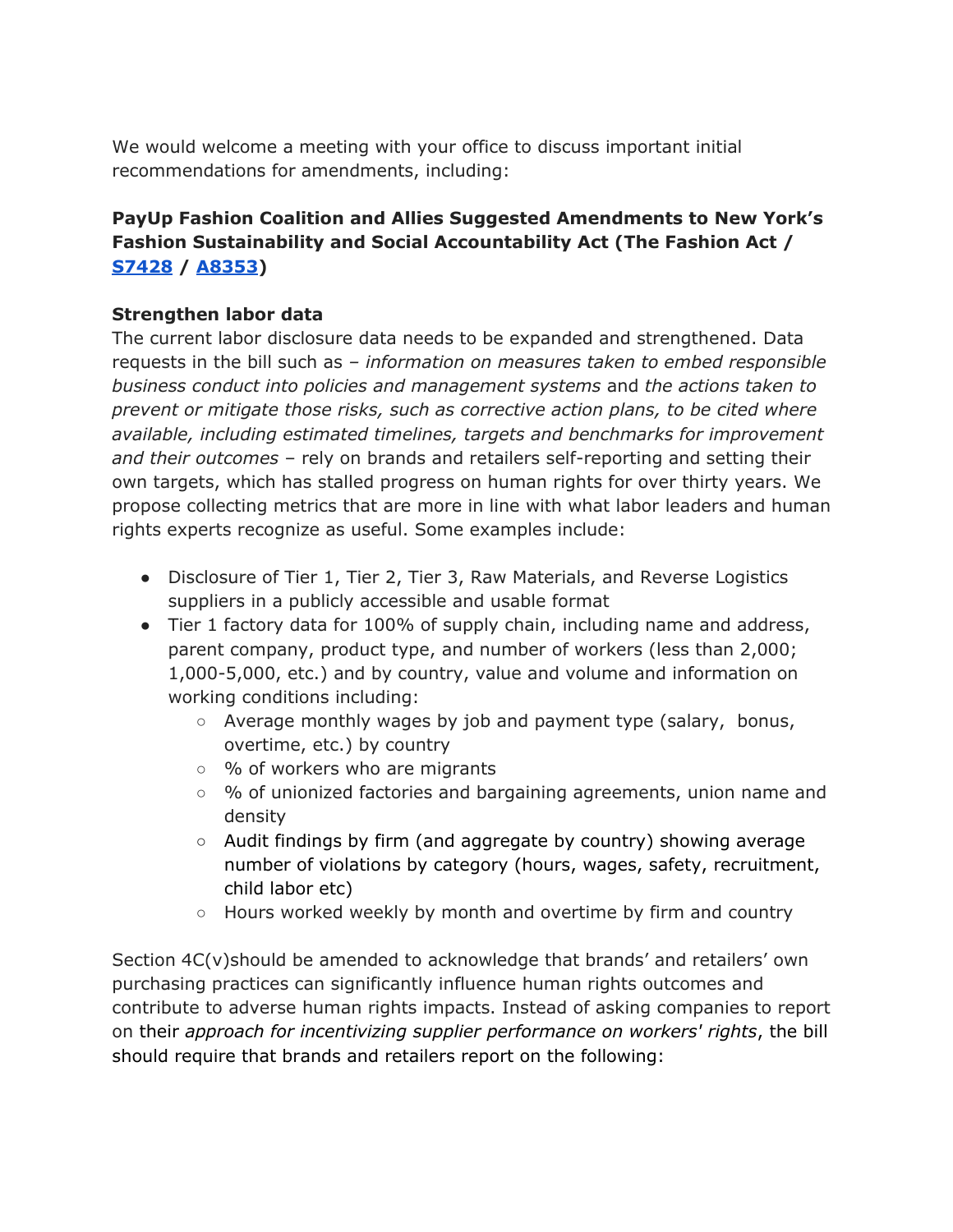We would welcome a meeting with your office to discuss important initial recommendations for amendments, including:

**PayUp Fashion Coalition and Allies Suggested Amendments to New York's Fashion Sustainability and Social Accountability Act (The Fashion Act / [S7428](S7428) / [A8353](A8353))**

**Strengthen labor data**

The current labor disclosure data needs to be expanded and strengthened. Data requests in the bill such as – *information on measures taken to embed responsible business conduct into policies and management systems* and *the actions taken to prevent or mitigate those risks, such as corrective action plans, to be cited where available, including estimated timelines, targets and benchmarks for improvement and their outcomes* – rely on brands and retailers self-reporting and setting their own targets, which has stalled progress on human rights for over thirty years. We propose collecting metrics that are more in line with what labor leaders and human rights experts recognize as useful. Some examples include:

- Disclosure of Tier 1, Tier 2, Tier 3, Raw Materials, and Reverse Logistics suppliers in a publicly accessible and usable format
- Tier 1 factory data for 100% of supply chain, including name and address, parent company, product type, and number of workers (less than 2,000; 1,000-5,000, etc.) and by country, value and volume and information on working conditions including:
  - Average monthly wages by job and payment type (salary, bonus, overtime, etc.) by country
  - % of workers who are migrants
  - % of unionized factories and bargaining agreements, union name and density
  - Audit findings by firm (and aggregate by country) showing average number of violations by category (hours, wages, safety, recruitment, child labor etc)
  - Hours worked weekly by month and overtime by firm and country

Section 4C(v)should be amended to acknowledge that brands' and retailers' own purchasing practices can significantly influence human rights outcomes and contribute to adverse human rights impacts. Instead of asking companies to report on their *approach for incentivizing supplier performance on workers' rights*, the bill should require that brands and retailers report on the following: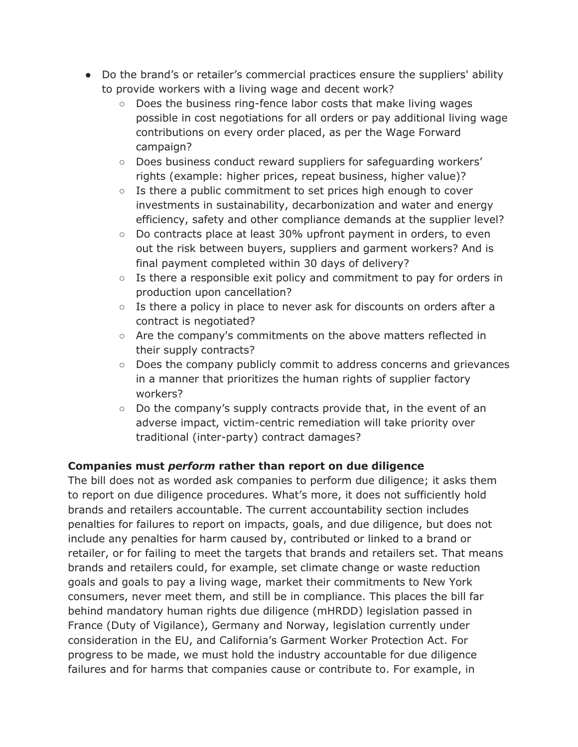- Do the brand's or retailer's commercial practices ensure the suppliers' ability to provide workers with a living wage and decent work?
    - Does the business ring-fence labor costs that make living wages possible in cost negotiations for all orders or pay additional living wage contributions on every order placed, as per the Wage Forward campaign?
    - Does business conduct reward suppliers for safeguarding workers' rights (example: higher prices, repeat business, higher value)?
    - Is there a public commitment to set prices high enough to cover investments in sustainability, decarbonization and water and energy efficiency, safety and other compliance demands at the supplier level?
    - Do contracts place at least 30% upfront payment in orders, to even out the risk between buyers, suppliers and garment workers? And is final payment completed within 30 days of delivery?
    - Is there a responsible exit policy and commitment to pay for orders in production upon cancellation?
    - Is there a policy in place to never ask for discounts on orders after a contract is negotiated?
    - Are the company's commitments on the above matters reflected in their supply contracts?
    - Does the company publicly commit to address concerns and grievances in a manner that prioritizes the human rights of supplier factory workers?
    - Do the company's supply contracts provide that, in the event of an adverse impact, victim-centric remediation will take priority over traditional (inter-party) contract damages?

**Companies must *perform* rather than report on due diligence**

The bill does not as worded ask companies to perform due diligence; it asks them to report on due diligence procedures. What's more, it does not sufficiently hold brands and retailers accountable. The current accountability section includes penalties for failures to report on impacts, goals, and due diligence, but does not include any penalties for harm caused by, contributed or linked to a brand or retailer, or for failing to meet the targets that brands and retailers set. That means brands and retailers could, for example, set climate change or waste reduction goals and goals to pay a living wage, market their commitments to New York consumers, never meet them, and still be in compliance. This places the bill far behind mandatory human rights due diligence (mHRDD) legislation passed in France (Duty of Vigilance), Germany and Norway, legislation currently under consideration in the EU, and California's Garment Worker Protection Act. For progress to be made, we must hold the industry accountable for due diligence failures and for harms that companies cause or contribute to. For example, in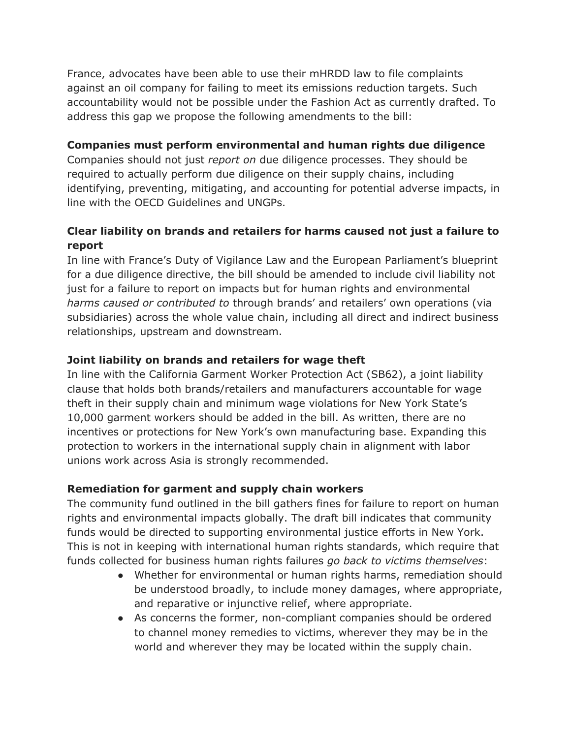France, advocates have been able to use their mHRDD law to file complaints against an oil company for failing to meet its emissions reduction targets. Such accountability would not be possible under the Fashion Act as currently drafted. To address this gap we propose the following amendments to the bill:

**Companies must perform environmental and human rights due diligence**

Companies should not just *report on* due diligence processes. They should be required to actually perform due diligence on their supply chains, including identifying, preventing, mitigating, and accounting for potential adverse impacts, in line with the OECD Guidelines and UNGPs.

**Clear liability on brands and retailers for harms caused not just a failure to report**

In line with France's Duty of Vigilance Law and the European Parliament's blueprint for a due diligence directive, the bill should be amended to include civil liability not just for a failure to report on impacts but for human rights and environmental *harms caused or contributed to* through brands' and retailers' own operations (via subsidiaries) across the whole value chain, including all direct and indirect business relationships, upstream and downstream.

**Joint liability on brands and retailers for wage theft**

In line with the California Garment Worker Protection Act (SB62), a joint liability clause that holds both brands/retailers and manufacturers accountable for wage theft in their supply chain and minimum wage violations for New York State's 10,000 garment workers should be added in the bill. As written, there are no incentives or protections for New York's own manufacturing base. Expanding this protection to workers in the international supply chain in alignment with labor unions work across Asia is strongly recommended.

**Remediation for garment and supply chain workers**

The community fund outlined in the bill gathers fines for failure to report on human rights and environmental impacts globally. The draft bill indicates that community funds would be directed to supporting environmental justice efforts in New York. This is not in keeping with international human rights standards, which require that funds collected for business human rights failures *go back to victims themselves*:

- Whether for environmental or human rights harms, remediation should be understood broadly, to include money damages, where appropriate, and reparative or injunctive relief, where appropriate.
- As concerns the former, non-compliant companies should be ordered to channel money remedies to victims, wherever they may be in the world and wherever they may be located within the supply chain.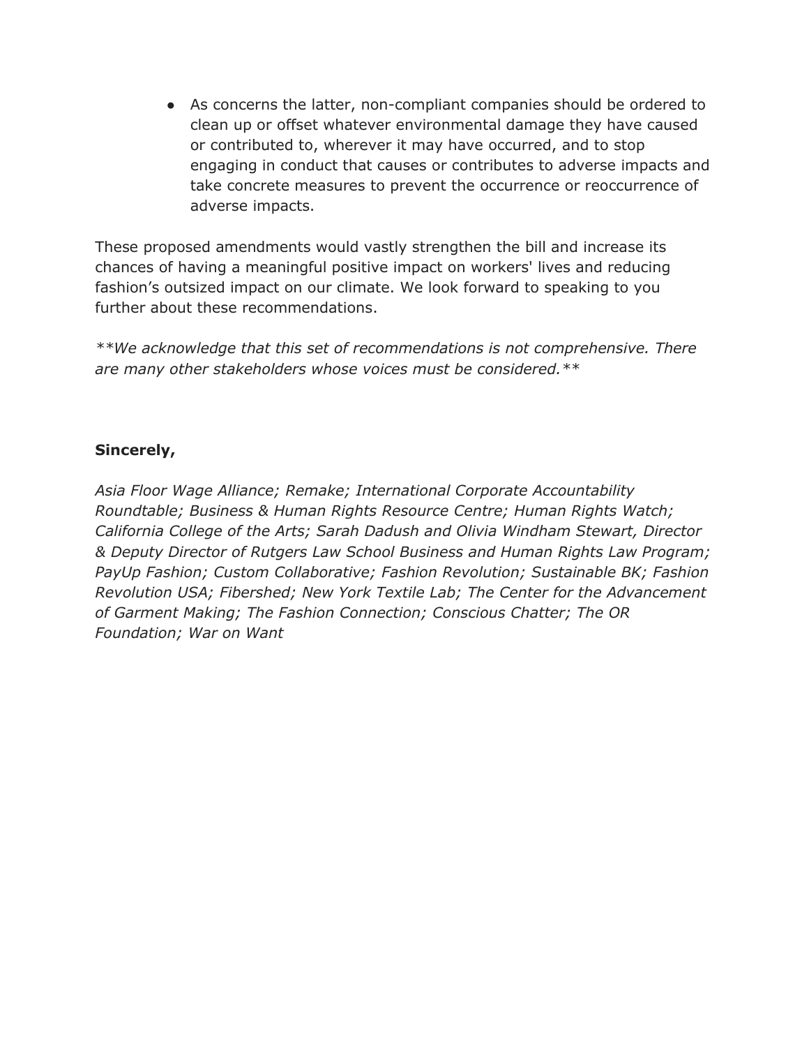- As concerns the latter, non-compliant companies should be ordered to clean up or offset whatever environmental damage they have caused or contributed to, wherever it may have occurred, and to stop engaging in conduct that causes or contributes to adverse impacts and take concrete measures to prevent the occurrence or reoccurrence of adverse impacts.

These proposed amendments would vastly strengthen the bill and increase its chances of having a meaningful positive impact on workers' lives and reducing fashion's outsized impact on our climate. We look forward to speaking to you further about these recommendations.

*\*\*We acknowledge that this set of recommendations is not comprehensive. There are many other stakeholders whose voices must be considered.\*\**

**Sincerely,**

*Asia Floor Wage Alliance; Remake; International Corporate Accountability Roundtable; Business & Human Rights Resource Centre; Human Rights Watch; California College of the Arts; Sarah Dadush and Olivia Windham Stewart, Director & Deputy Director of Rutgers Law School Business and Human Rights Law Program; PayUp Fashion; Custom Collaborative; Fashion Revolution; Sustainable BK; Fashion Revolution USA; Fibershed; New York Textile Lab; The Center for the Advancement of Garment Making; The Fashion Connection; Conscious Chatter; The OR Foundation; War on Want*